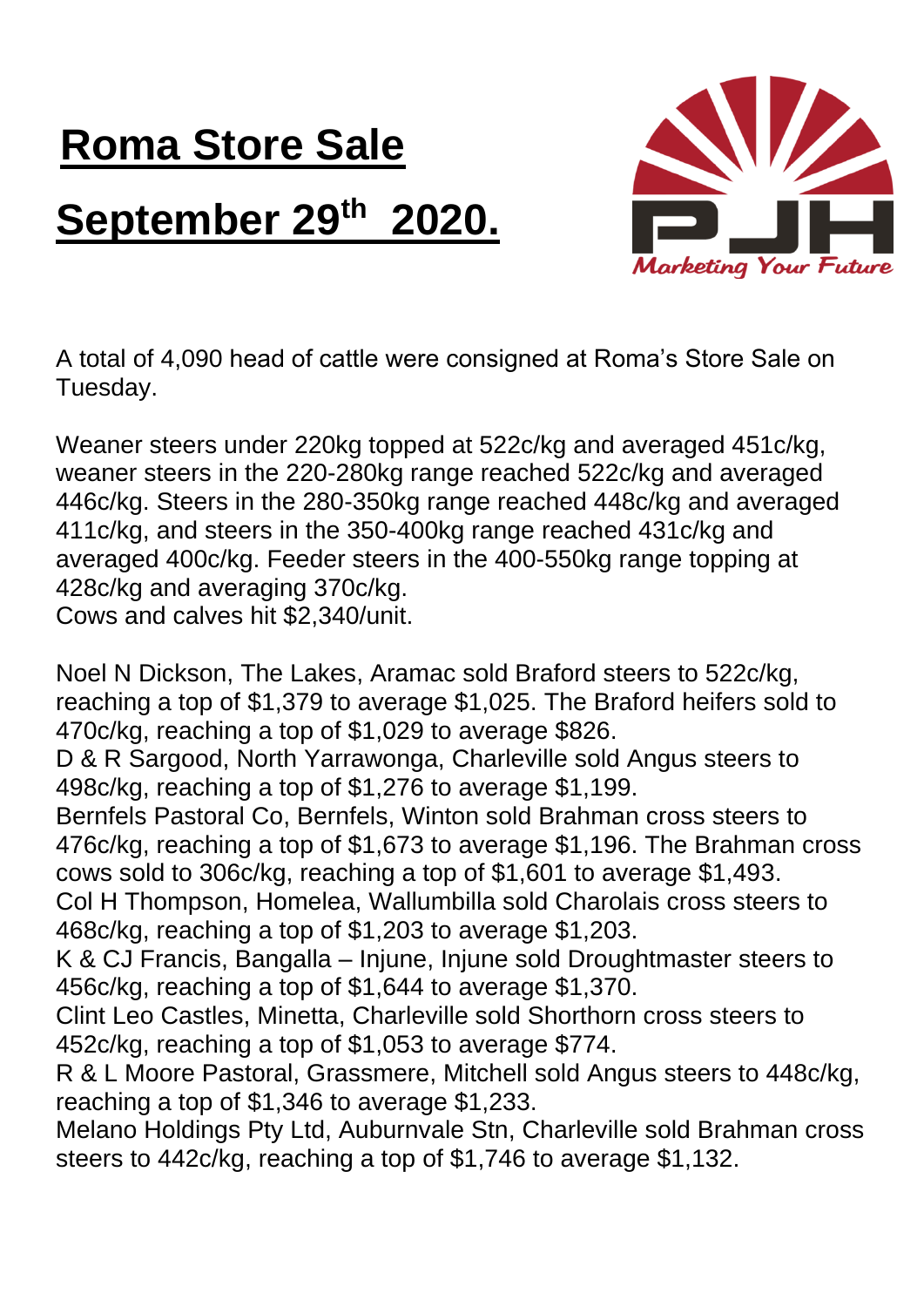# Roma Store Sale

# September 29th 2020.

A total of 4,090 head of cattle were consigned at Roma's Store Sale on Tuesday.

Weaner steers under 220kg topped at 522c/kg and averaged 451c/kg, weaner steers in the 220-280kg range reached 522c/kg and averaged 446c/kg. Steers in the 280-350kg range reached 448c/kg and averaged 411c/kg, and steers in the 350-400kg range reached 431c/kg and averaged 400c/kg. Feeder steers in the 400-550kg range topping at 428c/kg and averaging 370c/kg.
Cows and calves hit $2,340/unit.

Noel N Dickson, The Lakes, Aramac sold Braford steers to 522c/kg, reaching a top of $1,379 to average $1,025. The Braford heifers sold to 470c/kg, reaching a top of $1,029 to average $826.
D & R Sargood, North Yarrawonga, Charleville sold Angus steers to 498c/kg, reaching a top of $1,276 to average $1,199.
Bernfels Pastoral Co, Bernfels, Winton sold Brahman cross steers to 476c/kg, reaching a top of $1,673 to average $1,196. The Brahman cross cows sold to 306c/kg, reaching a top of $1,601 to average $1,493.
Col H Thompson, Homelea, Wallumbilla sold Charolais cross steers to 468c/kg, reaching a top of $1,203 to average $1,203.
K & CJ Francis, Bangalla – Injune, Injune sold Droughtmaster steers to 456c/kg, reaching a top of $1,644 to average $1,370.
Clint Leo Castles, Minetta, Charleville sold Shorthorn cross steers to 452c/kg, reaching a top of $1,053 to average $774.
R & L Moore Pastoral, Grassmere, Mitchell sold Angus steers to 448c/kg, reaching a top of $1,346 to average $1,233.
Melano Holdings Pty Ltd, Auburnvale Stn, Charleville sold Brahman cross steers to 442c/kg, reaching a top of $1,746 to average $1,132.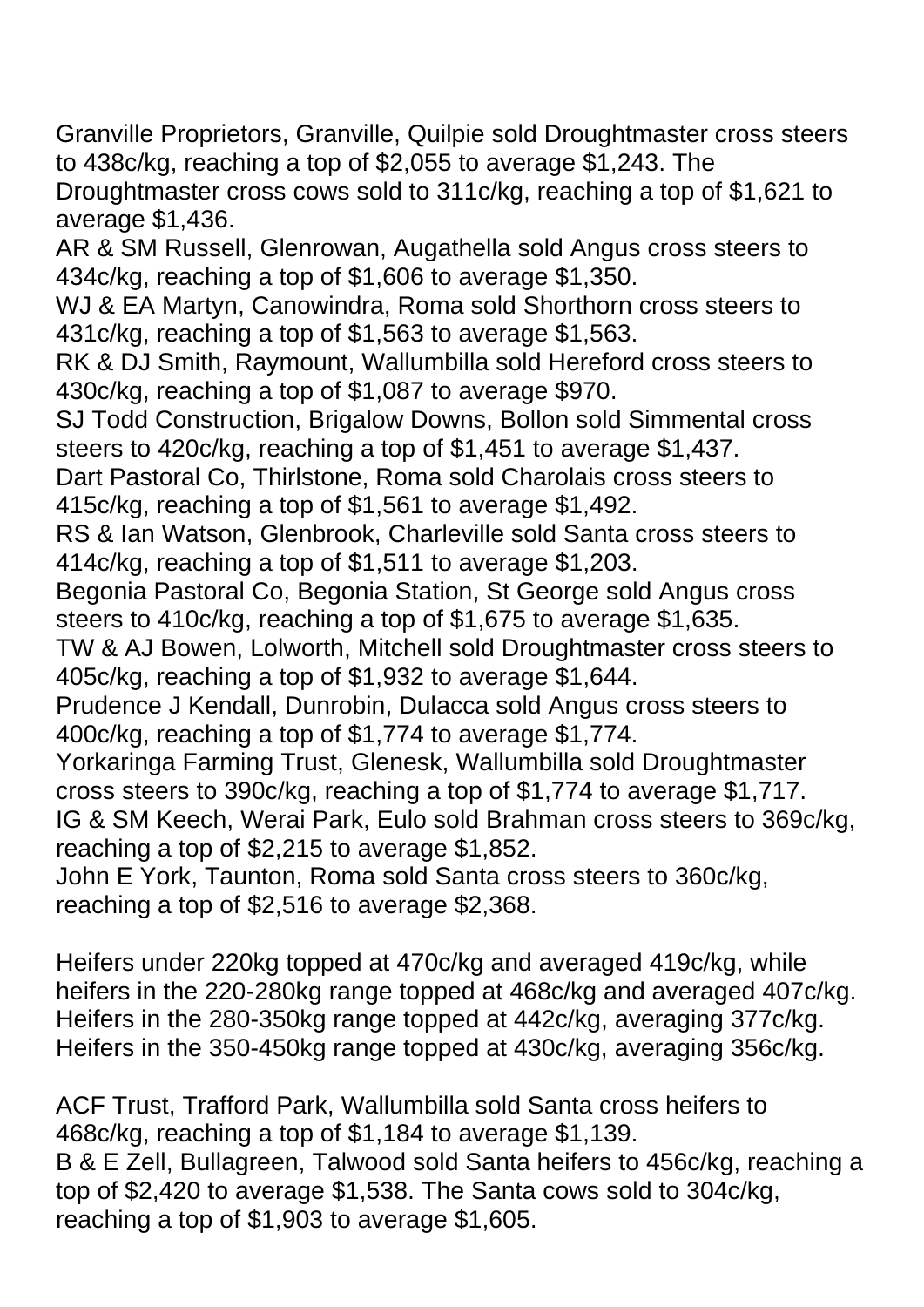Granville Proprietors, Granville, Quilpie sold Droughtmaster cross steers to 438c/kg, reaching a top of $2,055 to average $1,243. The Droughtmaster cross cows sold to 311c/kg, reaching a top of $1,621 to average $1,436.
AR & SM Russell, Glenrowan, Augathella sold Angus cross steers to 434c/kg, reaching a top of $1,606 to average $1,350.
WJ & EA Martyn, Canowindra, Roma sold Shorthorn cross steers to 431c/kg, reaching a top of $1,563 to average $1,563.
RK & DJ Smith, Raymount, Wallumbilla sold Hereford cross steers to 430c/kg, reaching a top of $1,087 to average $970.
SJ Todd Construction, Brigalow Downs, Bollon sold Simmental cross steers to 420c/kg, reaching a top of $1,451 to average $1,437.
Dart Pastoral Co, Thirlstone, Roma sold Charolais cross steers to 415c/kg, reaching a top of $1,561 to average $1,492.
RS & Ian Watson, Glenbrook, Charleville sold Santa cross steers to 414c/kg, reaching a top of $1,511 to average $1,203.
Begonia Pastoral Co, Begonia Station, St George sold Angus cross steers to 410c/kg, reaching a top of $1,675 to average $1,635.
TW & AJ Bowen, Lolworth, Mitchell sold Droughtmaster cross steers to 405c/kg, reaching a top of $1,932 to average $1,644.
Prudence J Kendall, Dunrobin, Dulacca sold Angus cross steers to 400c/kg, reaching a top of $1,774 to average $1,774.
Yorkaringa Farming Trust, Glenesk, Wallumbilla sold Droughtmaster cross steers to 390c/kg, reaching a top of $1,774 to average $1,717.
IG & SM Keech, Werai Park, Eulo sold Brahman cross steers to 369c/kg, reaching a top of $2,215 to average $1,852.
John E York, Taunton, Roma sold Santa cross steers to 360c/kg, reaching a top of $2,516 to average $2,368.

Heifers under 220kg topped at 470c/kg and averaged 419c/kg, while heifers in the 220-280kg range topped at 468c/kg and averaged 407c/kg. Heifers in the 280-350kg range topped at 442c/kg, averaging 377c/kg. Heifers in the 350-450kg range topped at 430c/kg, averaging 356c/kg.

ACF Trust, Trafford Park, Wallumbilla sold Santa cross heifers to 468c/kg, reaching a top of $1,184 to average $1,139.
B & E Zell, Bullagreen, Talwood sold Santa heifers to 456c/kg, reaching a top of $2,420 to average $1,538. The Santa cows sold to 304c/kg, reaching a top of $1,903 to average $1,605.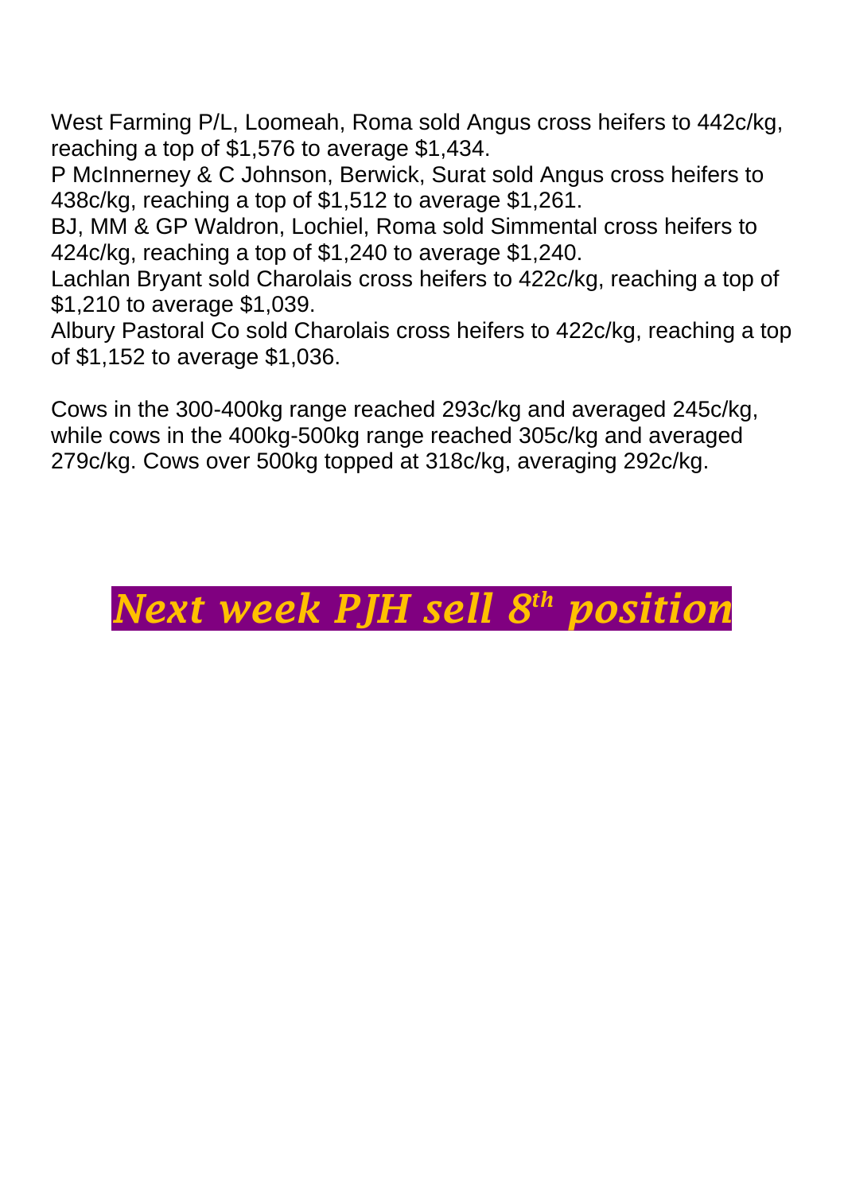West Farming P/L, Loomeah, Roma sold Angus cross heifers to 442c/kg, reaching a top of $1,576 to average $1,434.
P McInnerney & C Johnson, Berwick, Surat sold Angus cross heifers to 438c/kg, reaching a top of $1,512 to average $1,261.
BJ, MM & GP Waldron, Lochiel, Roma sold Simmental cross heifers to 424c/kg, reaching a top of $1,240 to average $1,240.
Lachlan Bryant sold Charolais cross heifers to 422c/kg, reaching a top of $1,210 to average $1,039.
Albury Pastoral Co sold Charolais cross heifers to 422c/kg, reaching a top of $1,152 to average $1,036.

Cows in the 300-400kg range reached 293c/kg and averaged 245c/kg, while cows in the 400kg-500kg range reached 305c/kg and averaged 279c/kg. Cows over 500kg topped at 318c/kg, averaging 292c/kg.

***Next week PJH sell 8th position***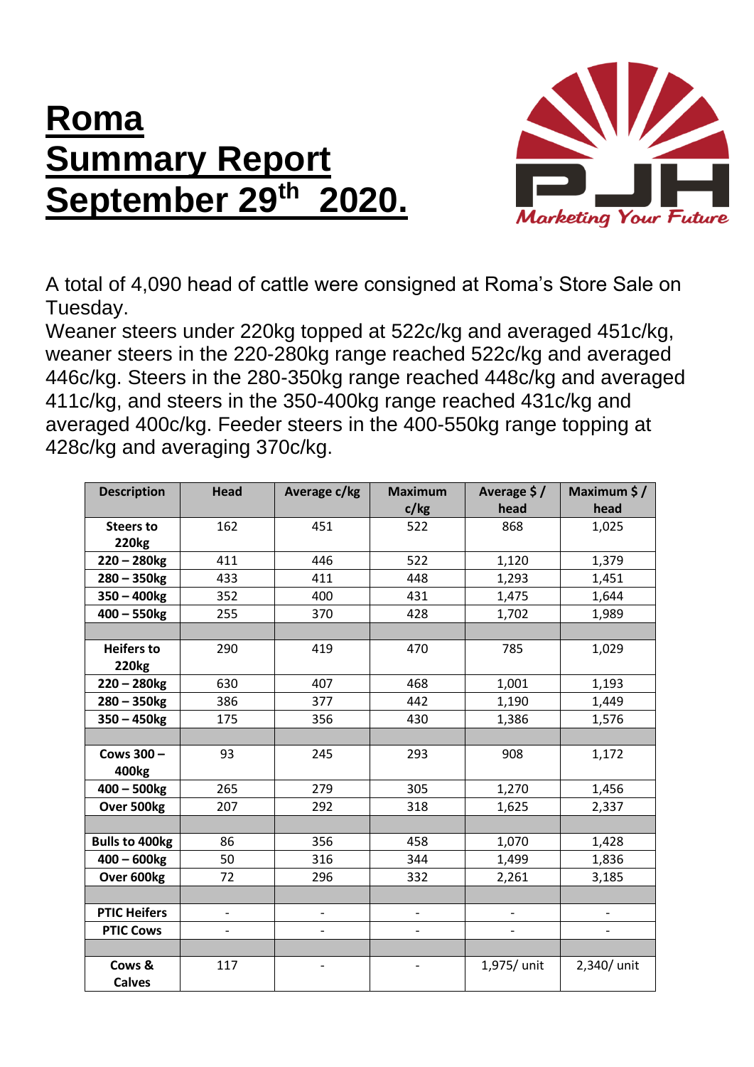# Roma Summary Report September 29th 2020.

Marketing Your Future

A total of 4,090 head of cattle were consigned at Roma's Store Sale on Tuesday.

Weaner steers under 220kg topped at 522c/kg and averaged 451c/kg, weaner steers in the 220-280kg range reached 522c/kg and averaged 446c/kg. Steers in the 280-350kg range reached 448c/kg and averaged 411c/kg, and steers in the 350-400kg range reached 431c/kg and averaged 400c/kg. Feeder steers in the 400-550kg range topping at 428c/kg and averaging 370c/kg.

| Description | Head | Average c/kg | Maximum c/kg | Average $ / head | Maximum $ / head |
|---|---|---|---|---|---|
| Steers to 220kg | 162 | 451 | 522 | 868 | 1,025 |
| 220 – 280kg | 411 | 446 | 522 | 1,120 | 1,379 |
| 280 – 350kg | 433 | 411 | 448 | 1,293 | 1,451 |
| 350 – 400kg | 352 | 400 | 431 | 1,475 | 1,644 |
| 400 – 550kg | 255 | 370 | 428 | 1,702 | 1,989 |
| | | | | | |
| Heifers to 220kg | 290 | 419 | 470 | 785 | 1,029 |
| 220 – 280kg | 630 | 407 | 468 | 1,001 | 1,193 |
| 280 – 350kg | 386 | 377 | 442 | 1,190 | 1,449 |
| 350 – 450kg | 175 | 356 | 430 | 1,386 | 1,576 |
| | | | | | |
| Cows 300 – 400kg | 93 | 245 | 293 | 908 | 1,172 |
| 400 – 500kg | 265 | 279 | 305 | 1,270 | 1,456 |
| Over 500kg | 207 | 292 | 318 | 1,625 | 2,337 |
| | | | | | |
| Bulls to 400kg | 86 | 356 | 458 | 1,070 | 1,428 |
| 400 – 600kg | 50 | 316 | 344 | 1,499 | 1,836 |
| Over 600kg | 72 | 296 | 332 | 2,261 | 3,185 |
| | | | | | |
| PTIC Heifers | - | - | - | - | - |
| PTIC Cows | - | - | - | - | - |
| | | | | | |
| Cows & Calves | 117 | - | - | 1,975/ unit | 2,340/ unit |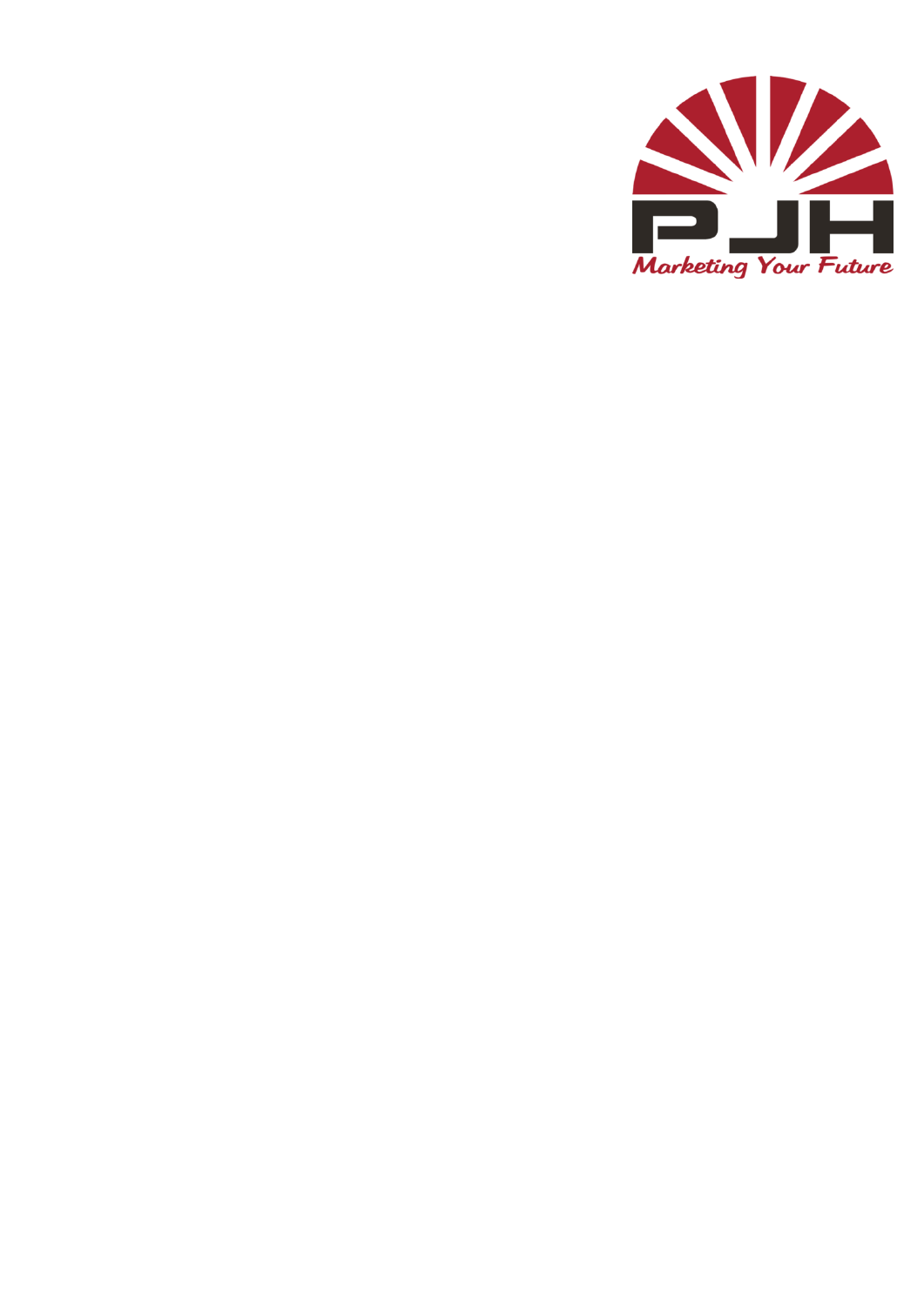PJH

Marketing Your Future